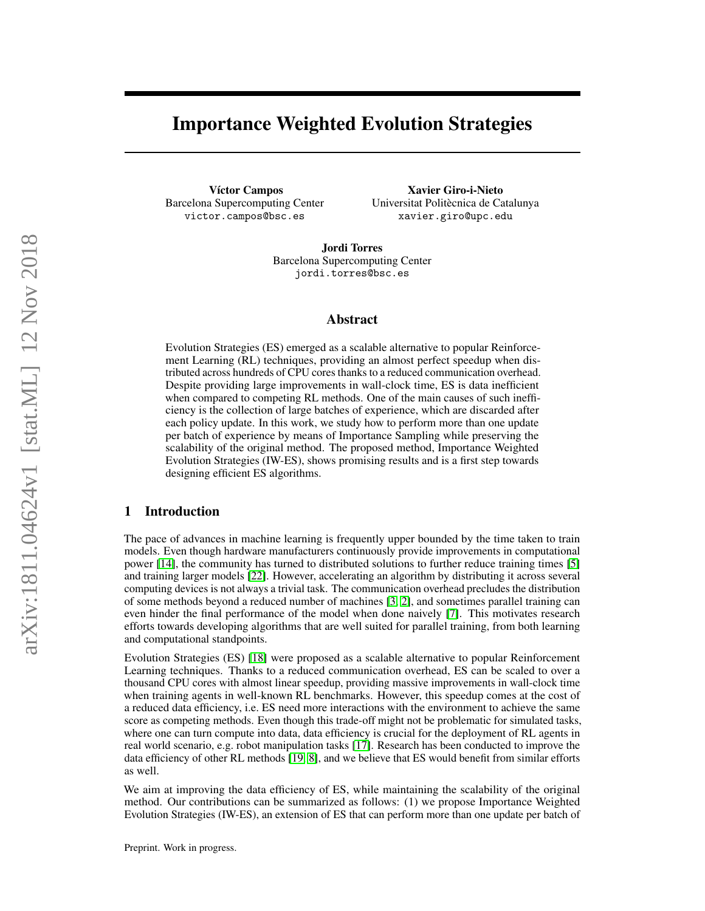# Importance Weighted Evolution Strategies

**Víctor Campos**
Barcelona Supercomputing Center
victor.campos@bsc.es

**Xavier Giro-i-Nieto**
Universitat Politècnica de Catalunya
xavier.giro@upc.edu

**Jordi Torres**
Barcelona Supercomputing Center
jordi.torres@bsc.es

## Abstract

Evolution Strategies (ES) emerged as a scalable alternative to popular Reinforcement Learning (RL) techniques, providing an almost perfect speedup when distributed across hundreds of CPU cores thanks to a reduced communication overhead. Despite providing large improvements in wall-clock time, ES is data inefficient when compared to competing RL methods. One of the main causes of such inefficiency is the collection of large batches of experience, which are discarded after each policy update. In this work, we study how to perform more than one update per batch of experience by means of Importance Sampling while preserving the scalability of the original method. The proposed method, Importance Weighted Evolution Strategies (IW-ES), shows promising results and is a first step towards designing efficient ES algorithms.

## 1 Introduction

The pace of advances in machine learning is frequently upper bounded by the time taken to train models. Even though hardware manufacturers continuously provide improvements in computational power [14], the community has turned to distributed solutions to further reduce training times [5] and training larger models [22]. However, accelerating an algorithm by distributing it across several computing devices is not always a trivial task. The communication overhead precludes the distribution of some methods beyond a reduced number of machines [3, 2], and sometimes parallel training can even hinder the final performance of the model when done naively [7]. This motivates research efforts towards developing algorithms that are well suited for parallel training, from both learning and computational standpoints.

Evolution Strategies (ES) [18] were proposed as a scalable alternative to popular Reinforcement Learning techniques. Thanks to a reduced communication overhead, ES can be scaled to over a thousand CPU cores with almost linear speedup, providing massive improvements in wall-clock time when training agents in well-known RL benchmarks. However, this speedup comes at the cost of a reduced data efficiency, i.e. ES need more interactions with the environment to achieve the same score as competing methods. Even though this trade-off might not be problematic for simulated tasks, where one can turn compute into data, data efficiency is crucial for the deployment of RL agents in real world scenario, e.g. robot manipulation tasks [17]. Research has been conducted to improve the data efficiency of other RL methods [19, 8], and we believe that ES would benefit from similar efforts as well.

We aim at improving the data efficiency of ES, while maintaining the scalability of the original method. Our contributions can be summarized as follows: (1) we propose Importance Weighted Evolution Strategies (IW-ES), an extension of ES that can perform more than one update per batch of

Preprint. Work in progress.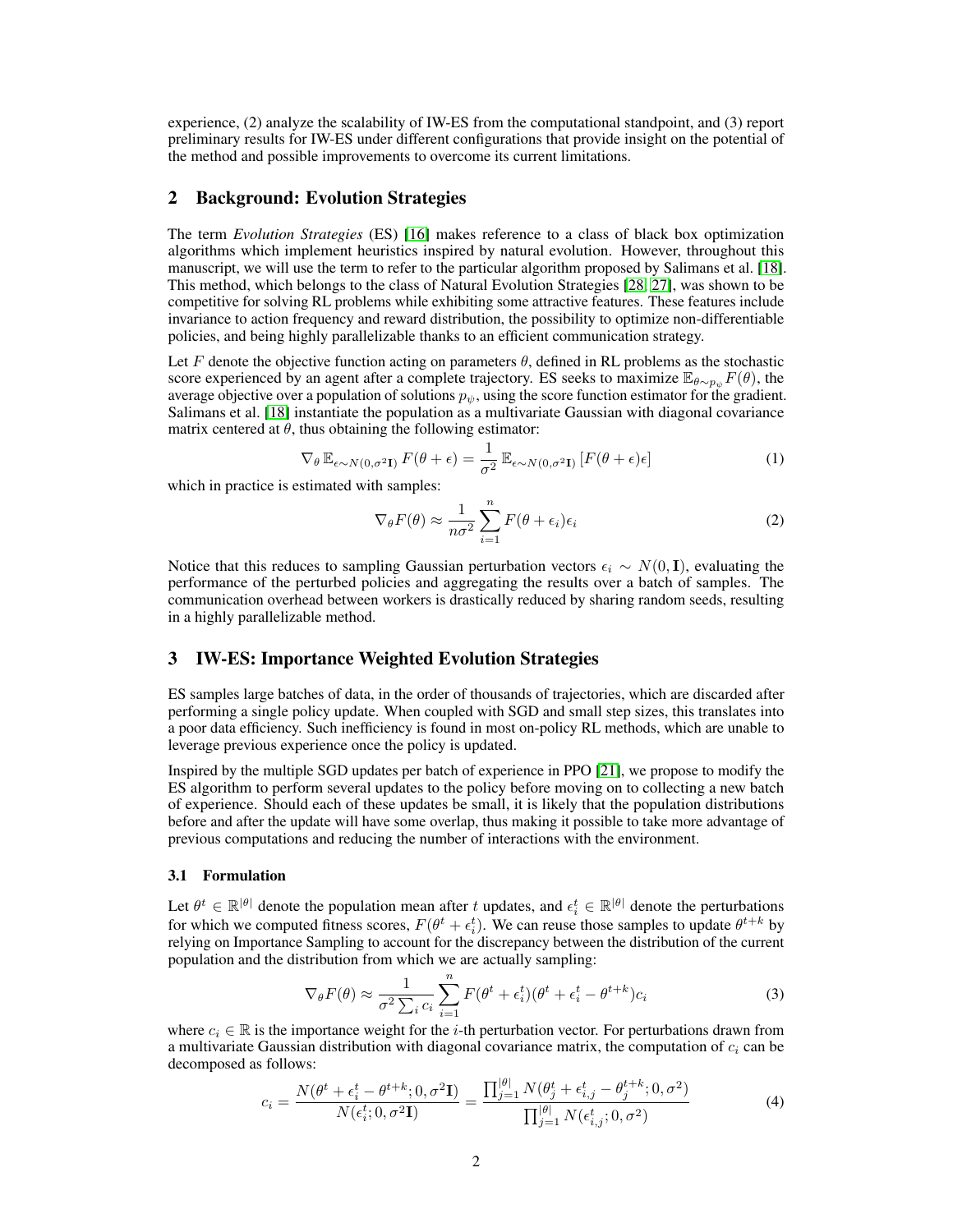experience, (2) analyze the scalability of IW-ES from the computational standpoint, and (3) report preliminary results for IW-ES under different configurations that provide insight on the potential of the method and possible improvements to overcome its current limitations.

## 2 Background: Evolution Strategies

The term *Evolution Strategies* (ES) [16] makes reference to a class of black box optimization algorithms which implement heuristics inspired by natural evolution. However, throughout this manuscript, we will use the term to refer to the particular algorithm proposed by Salimans et al. [18]. This method, which belongs to the class of Natural Evolution Strategies [28, 27], was shown to be competitive for solving RL problems while exhibiting some attractive features. These features include invariance to action frequency and reward distribution, the possibility to optimize non-differentiable policies, and being highly parallelizable thanks to an efficient communication strategy.

Let $F$ denote the objective function acting on parameters $\theta$, defined in RL problems as the stochastic score experienced by an agent after a complete trajectory. ES seeks to maximize $\mathbb{E}_{\theta \sim p_\psi} F(\theta)$, the average objective over a population of solutions $p_\psi$, using the score function estimator for the gradient. Salimans et al. [18] instantiate the population as a multivariate Gaussian with diagonal covariance matrix centered at $\theta$, thus obtaining the following estimator:

$$\nabla_\theta \, \mathbb{E}_{\epsilon \sim N(0,\sigma^2 \mathbf{I})} \, F(\theta + \epsilon) = \frac{1}{\sigma^2} \, \mathbb{E}_{\epsilon \sim N(0,\sigma^2 \mathbf{I})} \left[ F(\theta + \epsilon)\epsilon \right] \tag{1}$$

which in practice is estimated with samples:

$$\nabla_\theta F(\theta) \approx \frac{1}{n\sigma^2} \sum_{i=1}^{n} F(\theta + \epsilon_i)\epsilon_i \tag{2}$$

Notice that this reduces to sampling Gaussian perturbation vectors $\epsilon_i \sim N(0, \mathbf{I})$, evaluating the performance of the perturbed policies and aggregating the results over a batch of samples. The communication overhead between workers is drastically reduced by sharing random seeds, resulting in a highly parallelizable method.

## 3 IW-ES: Importance Weighted Evolution Strategies

ES samples large batches of data, in the order of thousands of trajectories, which are discarded after performing a single policy update. When coupled with SGD and small step sizes, this translates into a poor data efficiency. Such inefficiency is found in most on-policy RL methods, which are unable to leverage previous experience once the policy is updated.

Inspired by the multiple SGD updates per batch of experience in PPO [21], we propose to modify the ES algorithm to perform several updates to the policy before moving on to collecting a new batch of experience. Should each of these updates be small, it is likely that the population distributions before and after the update will have some overlap, thus making it possible to take more advantage of previous computations and reducing the number of interactions with the environment.

### 3.1 Formulation

Let $\theta^t \in \mathbb{R}^{|\theta|}$ denote the population mean after $t$ updates, and $\epsilon_i^t \in \mathbb{R}^{|\theta|}$ denote the perturbations for which we computed fitness scores, $F(\theta^t + \epsilon_i^t)$. We can reuse those samples to update $\theta^{t+k}$ by relying on Importance Sampling to account for the discrepancy between the distribution of the current population and the distribution from which we are actually sampling:

$$\nabla_\theta F(\theta) \approx \frac{1}{\sigma^2 \sum_i c_i} \sum_{i=1}^{n} F(\theta^t + \epsilon_i^t)(\theta^t + \epsilon_i^t - \theta^{t+k})c_i \tag{3}$$

where $c_i \in \mathbb{R}$ is the importance weight for the $i$-th perturbation vector. For perturbations drawn from a multivariate Gaussian distribution with diagonal covariance matrix, the computation of $c_i$ can be decomposed as follows:

$$c_i = \frac{N(\theta^t + \epsilon_i^t - \theta^{t+k}; 0, \sigma^2 \mathbf{I})}{N(\epsilon_i^t; 0, \sigma^2 \mathbf{I})} = \frac{\prod_{j=1}^{|\theta|} N(\theta_j^t + \epsilon_{i,j}^t - \theta_j^{t+k}; 0, \sigma^2)}{\prod_{j=1}^{|\theta|} N(\epsilon_{i,j}^t; 0, \sigma^2)} \tag{4}$$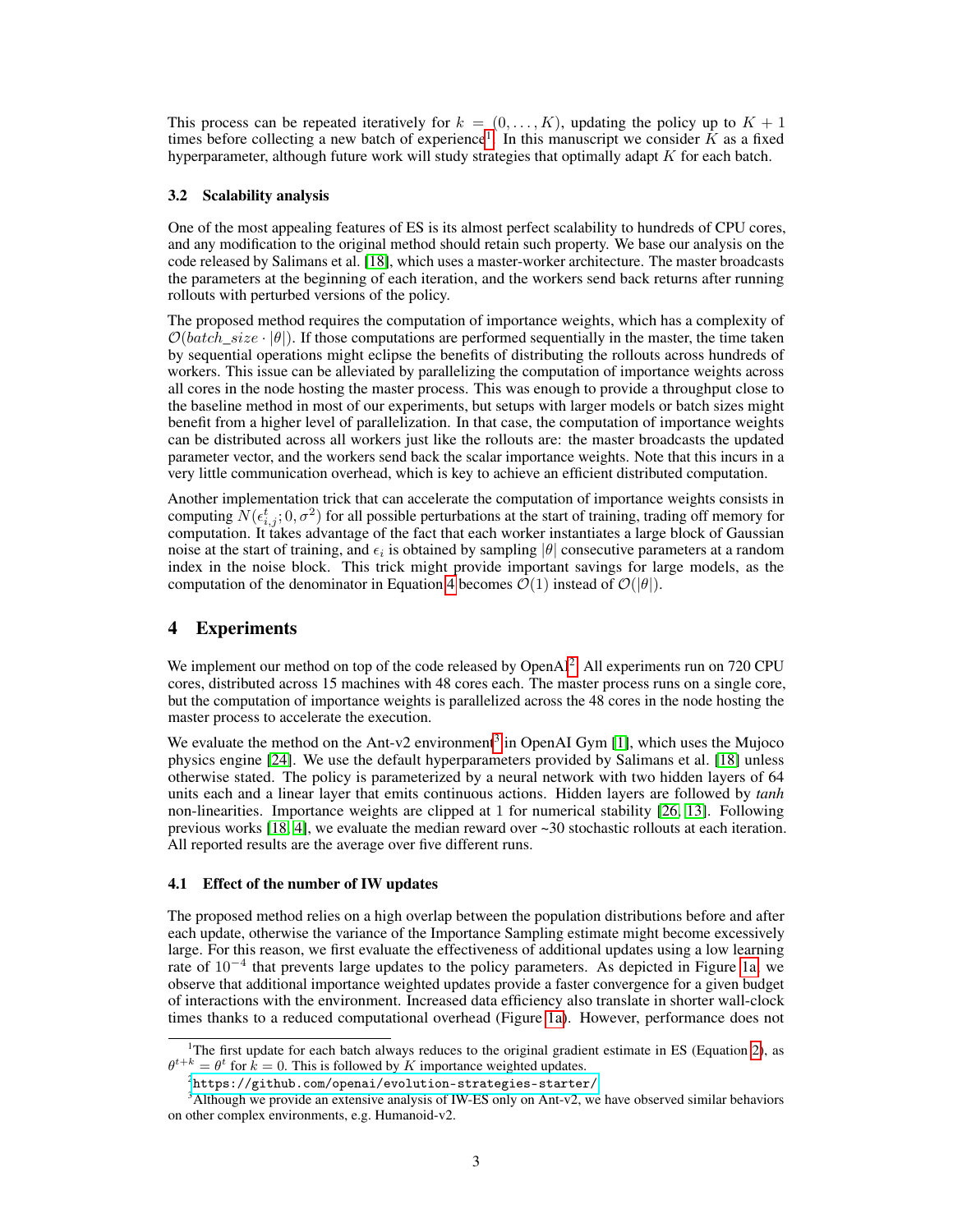This process can be repeated iteratively for $k = (0, \ldots, K)$, updating the policy up to $K + 1$ times before collecting a new batch of experience[1]. In this manuscript we consider $K$ as a fixed hyperparameter, although future work will study strategies that optimally adapt $K$ for each batch.

### 3.2 Scalability analysis

One of the most appealing features of ES is its almost perfect scalability to hundreds of CPU cores, and any modification to the original method should retain such property. We base our analysis on the code released by Salimans et al. [18], which uses a master-worker architecture. The master broadcasts the parameters at the beginning of each iteration, and the workers send back returns after running rollouts with perturbed versions of the policy.

The proposed method requires the computation of importance weights, which has a complexity of $\mathcal{O}(batch\_size \cdot |\theta|)$. If those computations are performed sequentially in the master, the time taken by sequential operations might eclipse the benefits of distributing the rollouts across hundreds of workers. This issue can be alleviated by parallelizing the computation of importance weights across all cores in the node hosting the master process. This was enough to provide a throughput close to the baseline method in most of our experiments, but setups with larger models or batch sizes might benefit from a higher level of parallelization. In that case, the computation of importance weights can be distributed across all workers just like the rollouts are: the master broadcasts the updated parameter vector, and the workers send back the scalar importance weights. Note that this incurs in a very little communication overhead, which is key to achieve an efficient distributed computation.

Another implementation trick that can accelerate the computation of importance weights consists in computing $N(\epsilon_{i,j}^t; 0, \sigma^2)$ for all possible perturbations at the start of training, trading off memory for computation. It takes advantage of the fact that each worker instantiates a large block of Gaussian noise at the start of training, and $\epsilon_i$ is obtained by sampling $|\theta|$ consecutive parameters at a random index in the noise block. This trick might provide important savings for large models, as the computation of the denominator in Equation 4 becomes $\mathcal{O}(1)$ instead of $\mathcal{O}(|\theta|)$.

## 4 Experiments

We implement our method on top of the code released by OpenAI[2]. All experiments run on 720 CPU cores, distributed across 15 machines with 48 cores each. The master process runs on a single core, but the computation of importance weights is parallelized across the 48 cores in the node hosting the master process to accelerate the execution.

We evaluate the method on the Ant-v2 environment[3] in OpenAI Gym [1], which uses the Mujoco physics engine [24]. We use the default hyperparameters provided by Salimans et al. [18] unless otherwise stated. The policy is parameterized by a neural network with two hidden layers of 64 units each and a linear layer that emits continuous actions. Hidden layers are followed by *tanh* non-linearities. Importance weights are clipped at 1 for numerical stability [26, 13]. Following previous works [18, 4], we evaluate the median reward over ~30 stochastic rollouts at each iteration. All reported results are the average over five different runs.

### 4.1 Effect of the number of IW updates

The proposed method relies on a high overlap between the population distributions before and after each update, otherwise the variance of the Importance Sampling estimate might become excessively large. For this reason, we first evaluate the effectiveness of additional updates using a low learning rate of $10^{-4}$ that prevents large updates to the policy parameters. As depicted in Figure 1a, we observe that additional importance weighted updates provide a faster convergence for a given budget of interactions with the environment. Increased data efficiency also translate in shorter wall-clock times thanks to a reduced computational overhead (Figure 1a). However, performance does not

---

[1] The first update for each batch always reduces to the original gradient estimate in ES (Equation 2), as $\theta^{t+k} = \theta^t$ for $k = 0$. This is followed by $K$ importance weighted updates.

[2] https://github.com/openai/evolution-strategies-starter/

[3] Although we provide an extensive analysis of IW-ES only on Ant-v2, we have observed similar behaviors on other complex environments, e.g. Humanoid-v2.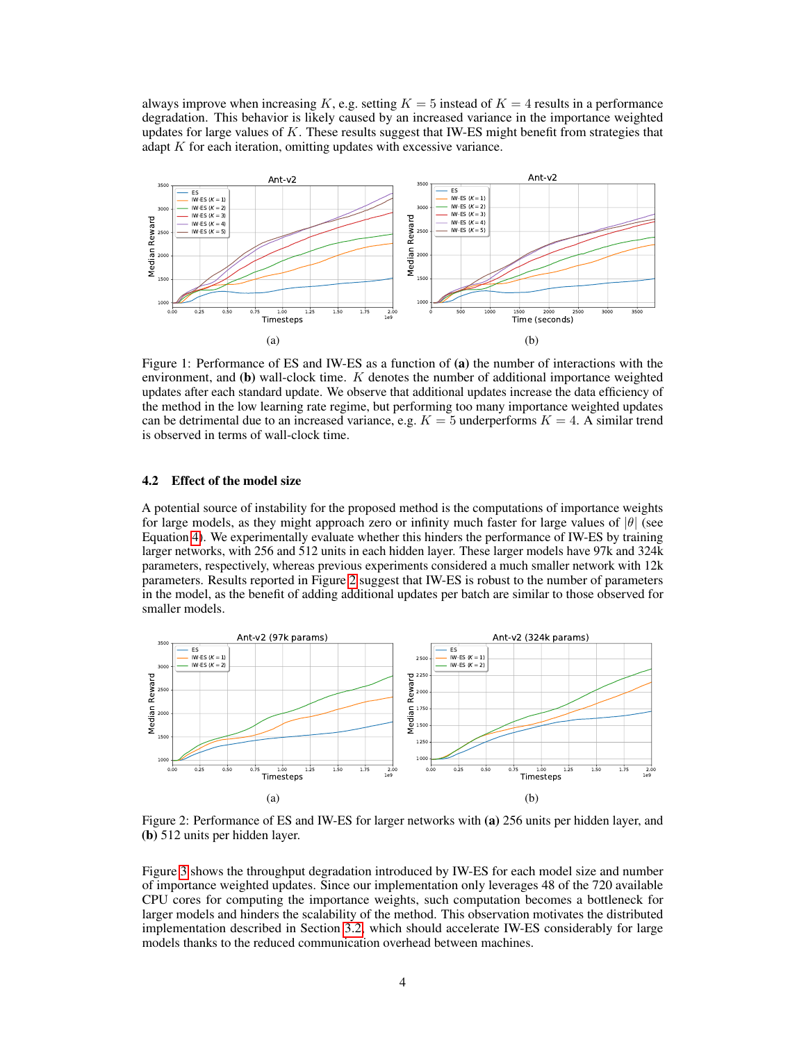always improve when increasing $K$, e.g. setting $K = 5$ instead of $K = 4$ results in a performance degradation. This behavior is likely caused by an increased variance in the importance weighted updates for large values of $K$. These results suggest that IW-ES might benefit from strategies that adapt $K$ for each iteration, omitting updates with excessive variance.

(a) (b)

Figure 1: Performance of ES and IW-ES as a function of **(a)** the number of interactions with the environment, and **(b)** wall-clock time. $K$ denotes the number of additional importance weighted updates after each standard update. We observe that additional updates increase the data efficiency of the method in the low learning rate regime, but performing too many importance weighted updates can be detrimental due to an increased variance, e.g. $K = 5$ underperforms $K = 4$. A similar trend is observed in terms of wall-clock time.

### 4.2 Effect of the model size

A potential source of instability for the proposed method is the computations of importance weights for large models, as they might approach zero or infinity much faster for large values of $|\theta|$ (see Equation 4). We experimentally evaluate whether this hinders the performance of IW-ES by training larger networks, with 256 and 512 units in each hidden layer. These larger models have 97k and 324k parameters, respectively, whereas previous experiments considered a much smaller network with 12k parameters. Results reported in Figure 2 suggest that IW-ES is robust to the number of parameters in the model, as the benefit of adding additional updates per batch are similar to those observed for smaller models.

(a) (b)

Figure 2: Performance of ES and IW-ES for larger networks with **(a)** 256 units per hidden layer, and **(b)** 512 units per hidden layer.

Figure 3 shows the throughput degradation introduced by IW-ES for each model size and number of importance weighted updates. Since our implementation only leverages 48 of the 720 available CPU cores for computing the importance weights, such computation becomes a bottleneck for larger models and hinders the scalability of the method. This observation motivates the distributed implementation described in Section 3.2, which should accelerate IW-ES considerably for large models thanks to the reduced communication overhead between machines.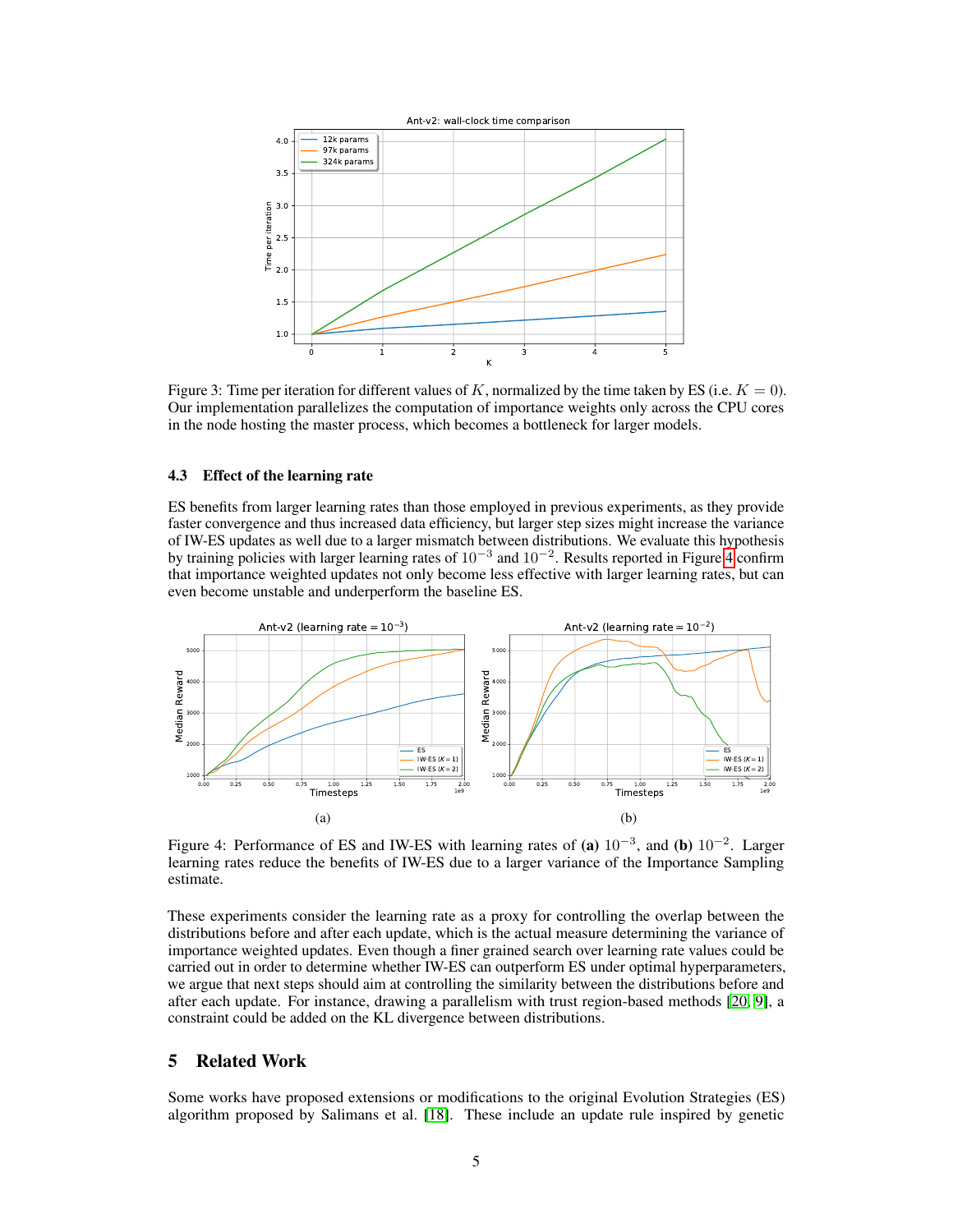Figure 3: Time per iteration for different values of $K$, normalized by the time taken by ES (i.e. $K = 0$). Our implementation parallelizes the computation of importance weights only across the CPU cores in the node hosting the master process, which becomes a bottleneck for larger models.

### 4.3 Effect of the learning rate

ES benefits from larger learning rates than those employed in previous experiments, as they provide faster convergence and thus increased data efficiency, but larger step sizes might increase the variance of IW-ES updates as well due to a larger mismatch between distributions. We evaluate this hypothesis by training policies with larger learning rates of $10^{-3}$ and $10^{-2}$. Results reported in Figure 4 confirm that importance weighted updates not only become less effective with larger learning rates, but can even become unstable and underperform the baseline ES.

Figure 4: Performance of ES and IW-ES with learning rates of **(a)** $10^{-3}$, and **(b)** $10^{-2}$. Larger learning rates reduce the benefits of IW-ES due to a larger variance of the Importance Sampling estimate.

These experiments consider the learning rate as a proxy for controlling the overlap between the distributions before and after each update, which is the actual measure determining the variance of importance weighted updates. Even though a finer grained search over learning rate values could be carried out in order to determine whether IW-ES can outperform ES under optimal hyperparameters, we argue that next steps should aim at controlling the similarity between the distributions before and after each update. For instance, drawing a parallelism with trust region-based methods [20, 9], a constraint could be added on the KL divergence between distributions.

## 5 Related Work

Some works have proposed extensions or modifications to the original Evolution Strategies (ES) algorithm proposed by Salimans et al. [18]. These include an update rule inspired by genetic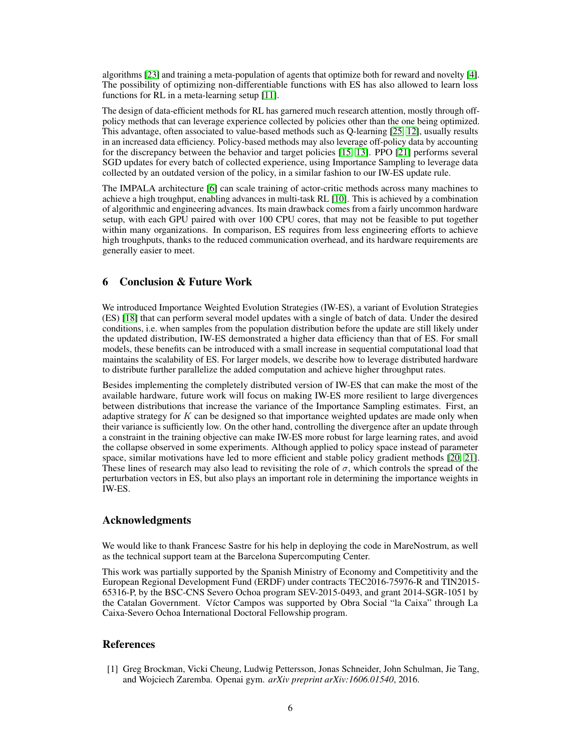algorithms [23] and training a meta-population of agents that optimize both for reward and novelty [4]. The possibility of optimizing non-differentiable functions with ES has also allowed to learn loss functions for RL in a meta-learning setup [11].

The design of data-efficient methods for RL has garnered much research attention, mostly through off-policy methods that can leverage experience collected by policies other than the one being optimized. This advantage, often associated to value-based methods such as Q-learning [25, 12], usually results in an increased data efficiency. Policy-based methods may also leverage off-policy data by accounting for the discrepancy between the behavior and target policies [15, 13]. PPO [21] performs several SGD updates for every batch of collected experience, using Importance Sampling to leverage data collected by an outdated version of the policy, in a similar fashion to our IW-ES update rule.

The IMPALA architecture [6] can scale training of actor-critic methods across many machines to achieve a high troughput, enabling advances in multi-task RL [10]. This is achieved by a combination of algorithmic and engineering advances. Its main drawback comes from a fairly uncommon hardware setup, with each GPU paired with over 100 CPU cores, that may not be feasible to put together within many organizations. In comparison, ES requires from less engineering efforts to achieve high troughputs, thanks to the reduced communication overhead, and its hardware requirements are generally easier to meet.

## 6 Conclusion & Future Work

We introduced Importance Weighted Evolution Strategies (IW-ES), a variant of Evolution Strategies (ES) [18] that can perform several model updates with a single of batch of data. Under the desired conditions, i.e. when samples from the population distribution before the update are still likely under the updated distribution, IW-ES demonstrated a higher data efficiency than that of ES. For small models, these benefits can be introduced with a small increase in sequential computational load that maintains the scalability of ES. For larger models, we describe how to leverage distributed hardware to distribute further parallelize the added computation and achieve higher throughput rates.

Besides implementing the completely distributed version of IW-ES that can make the most of the available hardware, future work will focus on making IW-ES more resilient to large divergences between distributions that increase the variance of the Importance Sampling estimates. First, an adaptive strategy for $K$ can be designed so that importance weighted updates are made only when their variance is sufficiently low. On the other hand, controlling the divergence after an update through a constraint in the training objective can make IW-ES more robust for large learning rates, and avoid the collapse observed in some experiments. Although applied to policy space instead of parameter space, similar motivations have led to more efficient and stable policy gradient methods [20, 21]. These lines of research may also lead to revisiting the role of $\sigma$, which controls the spread of the perturbation vectors in ES, but also plays an important role in determining the importance weights in IW-ES.

## Acknowledgments

We would like to thank Francesc Sastre for his help in deploying the code in MareNostrum, as well as the technical support team at the Barcelona Supercomputing Center.

This work was partially supported by the Spanish Ministry of Economy and Competitivity and the European Regional Development Fund (ERDF) under contracts TEC2016-75976-R and TIN2015-65316-P, by the BSC-CNS Severo Ochoa program SEV-2015-0493, and grant 2014-SGR-1051 by the Catalan Government. Víctor Campos was supported by Obra Social "la Caixa" through La Caixa-Severo Ochoa International Doctoral Fellowship program.

## References

[1] Greg Brockman, Vicki Cheung, Ludwig Pettersson, Jonas Schneider, John Schulman, Jie Tang, and Wojciech Zaremba. Openai gym. *arXiv preprint arXiv:1606.01540*, 2016.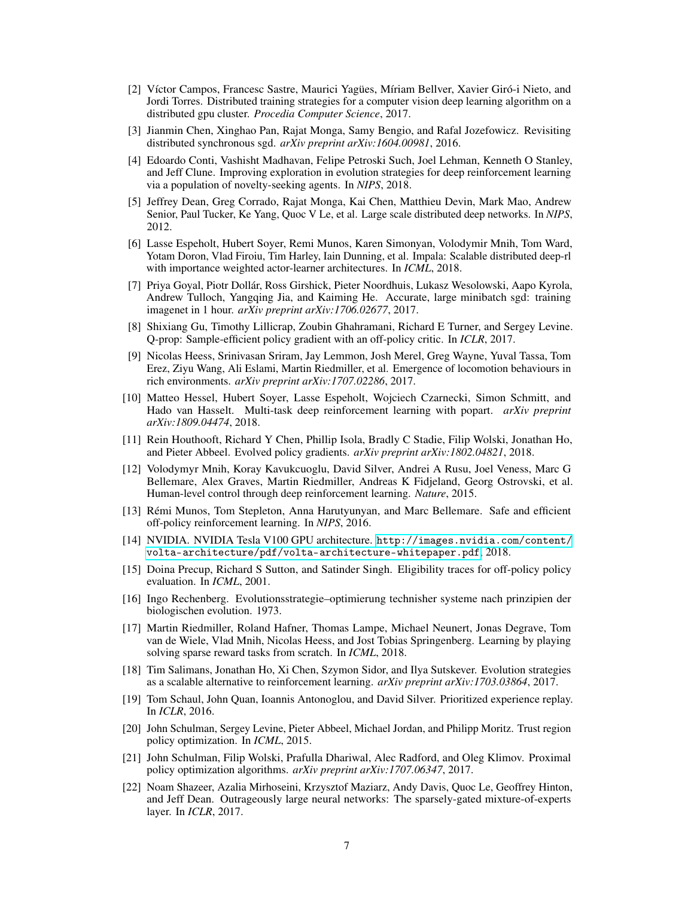[2] Víctor Campos, Francesc Sastre, Maurici Yagües, Míriam Bellver, Xavier Giró-i Nieto, and Jordi Torres. Distributed training strategies for a computer vision deep learning algorithm on a distributed gpu cluster. *Procedia Computer Science*, 2017.

[3] Jianmin Chen, Xinghao Pan, Rajat Monga, Samy Bengio, and Rafal Jozefowicz. Revisiting distributed synchronous sgd. *arXiv preprint arXiv:1604.00981*, 2016.

[4] Edoardo Conti, Vashisht Madhavan, Felipe Petroski Such, Joel Lehman, Kenneth O Stanley, and Jeff Clune. Improving exploration in evolution strategies for deep reinforcement learning via a population of novelty-seeking agents. In *NIPS*, 2018.

[5] Jeffrey Dean, Greg Corrado, Rajat Monga, Kai Chen, Matthieu Devin, Mark Mao, Andrew Senior, Paul Tucker, Ke Yang, Quoc V Le, et al. Large scale distributed deep networks. In *NIPS*, 2012.

[6] Lasse Espeholt, Hubert Soyer, Remi Munos, Karen Simonyan, Volodymir Mnih, Tom Ward, Yotam Doron, Vlad Firoiu, Tim Harley, Iain Dunning, et al. Impala: Scalable distributed deep-rl with importance weighted actor-learner architectures. In *ICML*, 2018.

[7] Priya Goyal, Piotr Dollár, Ross Girshick, Pieter Noordhuis, Lukasz Wesolowski, Aapo Kyrola, Andrew Tulloch, Yangqing Jia, and Kaiming He. Accurate, large minibatch sgd: training imagenet in 1 hour. *arXiv preprint arXiv:1706.02677*, 2017.

[8] Shixiang Gu, Timothy Lillicrap, Zoubin Ghahramani, Richard E Turner, and Sergey Levine. Q-prop: Sample-efficient policy gradient with an off-policy critic. In *ICLR*, 2017.

[9] Nicolas Heess, Srinivasan Sriram, Jay Lemmon, Josh Merel, Greg Wayne, Yuval Tassa, Tom Erez, Ziyu Wang, Ali Eslami, Martin Riedmiller, et al. Emergence of locomotion behaviours in rich environments. *arXiv preprint arXiv:1707.02286*, 2017.

[10] Matteo Hessel, Hubert Soyer, Lasse Espeholt, Wojciech Czarnecki, Simon Schmitt, and Hado van Hasselt. Multi-task deep reinforcement learning with popart. *arXiv preprint arXiv:1809.04474*, 2018.

[11] Rein Houthooft, Richard Y Chen, Phillip Isola, Bradly C Stadie, Filip Wolski, Jonathan Ho, and Pieter Abbeel. Evolved policy gradients. *arXiv preprint arXiv:1802.04821*, 2018.

[12] Volodymyr Mnih, Koray Kavukcuoglu, David Silver, Andrei A Rusu, Joel Veness, Marc G Bellemare, Alex Graves, Martin Riedmiller, Andreas K Fidjeland, Georg Ostrovski, et al. Human-level control through deep reinforcement learning. *Nature*, 2015.

[13] Rémi Munos, Tom Stepleton, Anna Harutyunyan, and Marc Bellemare. Safe and efficient off-policy reinforcement learning. In *NIPS*, 2016.

[14] NVIDIA. NVIDIA Tesla V100 GPU architecture. http://images.nvidia.com/content/volta-architecture/pdf/volta-architecture-whitepaper.pdf, 2018.

[15] Doina Precup, Richard S Sutton, and Satinder Singh. Eligibility traces for off-policy policy evaluation. In *ICML*, 2001.

[16] Ingo Rechenberg. Evolutionsstrategie–optimierung technisher systeme nach prinzipien der biologischen evolution. 1973.

[17] Martin Riedmiller, Roland Hafner, Thomas Lampe, Michael Neunert, Jonas Degrave, Tom van de Wiele, Vlad Mnih, Nicolas Heess, and Jost Tobias Springenberg. Learning by playing solving sparse reward tasks from scratch. In *ICML*, 2018.

[18] Tim Salimans, Jonathan Ho, Xi Chen, Szymon Sidor, and Ilya Sutskever. Evolution strategies as a scalable alternative to reinforcement learning. *arXiv preprint arXiv:1703.03864*, 2017.

[19] Tom Schaul, John Quan, Ioannis Antonoglou, and David Silver. Prioritized experience replay. In *ICLR*, 2016.

[20] John Schulman, Sergey Levine, Pieter Abbeel, Michael Jordan, and Philipp Moritz. Trust region policy optimization. In *ICML*, 2015.

[21] John Schulman, Filip Wolski, Prafulla Dhariwal, Alec Radford, and Oleg Klimov. Proximal policy optimization algorithms. *arXiv preprint arXiv:1707.06347*, 2017.

[22] Noam Shazeer, Azalia Mirhoseini, Krzysztof Maziarz, Andy Davis, Quoc Le, Geoffrey Hinton, and Jeff Dean. Outrageously large neural networks: The sparsely-gated mixture-of-experts layer. In *ICLR*, 2017.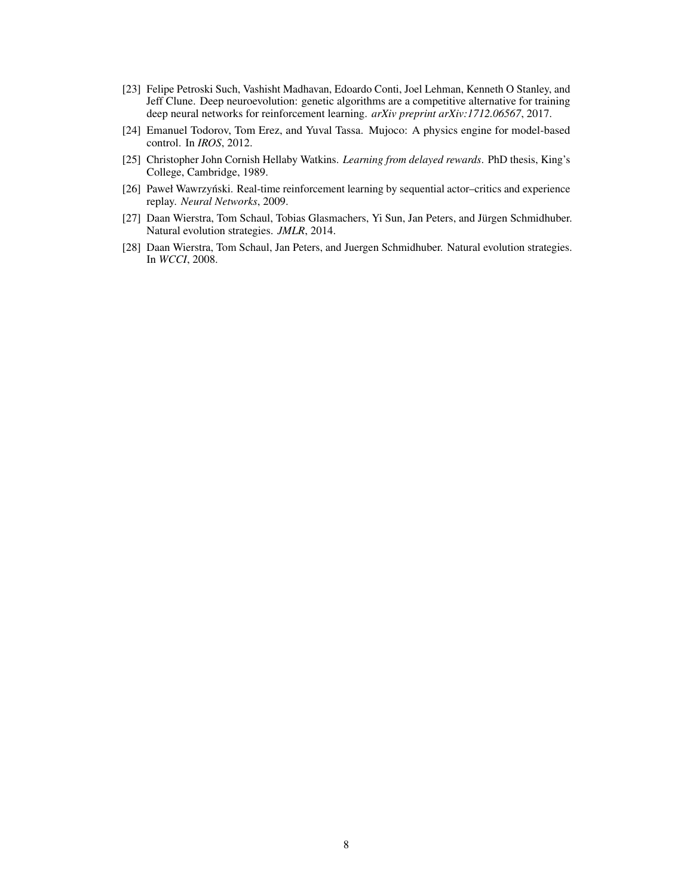[23] Felipe Petroski Such, Vashisht Madhavan, Edoardo Conti, Joel Lehman, Kenneth O Stanley, and Jeff Clune. Deep neuroevolution: genetic algorithms are a competitive alternative for training deep neural networks for reinforcement learning. *arXiv preprint arXiv:1712.06567*, 2017.

[24] Emanuel Todorov, Tom Erez, and Yuval Tassa. Mujoco: A physics engine for model-based control. In *IROS*, 2012.

[25] Christopher John Cornish Hellaby Watkins. *Learning from delayed rewards*. PhD thesis, King's College, Cambridge, 1989.

[26] Paweł Wawrzyński. Real-time reinforcement learning by sequential actor–critics and experience replay. *Neural Networks*, 2009.

[27] Daan Wierstra, Tom Schaul, Tobias Glasmachers, Yi Sun, Jan Peters, and Jürgen Schmidhuber. Natural evolution strategies. *JMLR*, 2014.

[28] Daan Wierstra, Tom Schaul, Jan Peters, and Juergen Schmidhuber. Natural evolution strategies. In *WCCI*, 2008.